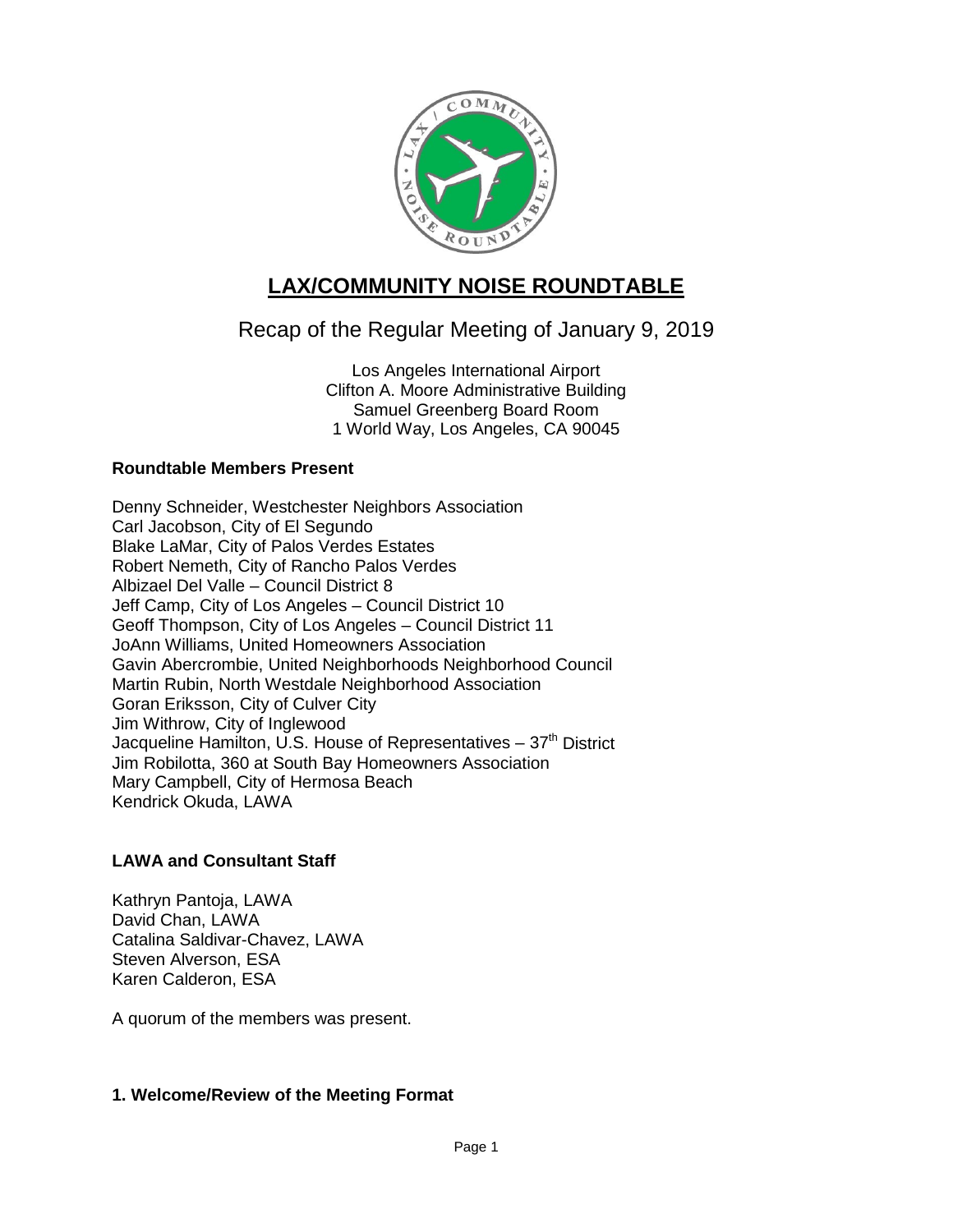# LAX/COMMUNITY NOISE ROUNDTABLE

## Recap of the Regular Meeting of January 9, 2019

Los Angeles International Airport
Clifton A. Moore Administrative Building
Samuel Greenberg Board Room
1 World Way, Los Angeles, CA 90045

### Roundtable Members Present

Denny Schneider, Westchester Neighbors Association
Carl Jacobson, City of El Segundo
Blake LaMar, City of Palos Verdes Estates
Robert Nemeth, City of Rancho Palos Verdes
Albizael Del Valle – Council District 8
Jeff Camp, City of Los Angeles – Council District 10
Geoff Thompson, City of Los Angeles – Council District 11
JoAnn Williams, United Homeowners Association
Gavin Abercrombie, United Neighborhoods Neighborhood Council
Martin Rubin, North Westdale Neighborhood Association
Goran Eriksson, City of Culver City
Jim Withrow, City of Inglewood
Jacqueline Hamilton, U.S. House of Representatives – 37th District
Jim Robilotta, 360 at South Bay Homeowners Association
Mary Campbell, City of Hermosa Beach
Kendrick Okuda, LAWA

### LAWA and Consultant Staff

Kathryn Pantoja, LAWA
David Chan, LAWA
Catalina Saldivar-Chavez, LAWA
Steven Alverson, ESA
Karen Calderon, ESA

A quorum of the members was present.

### 1. Welcome/Review of the Meeting Format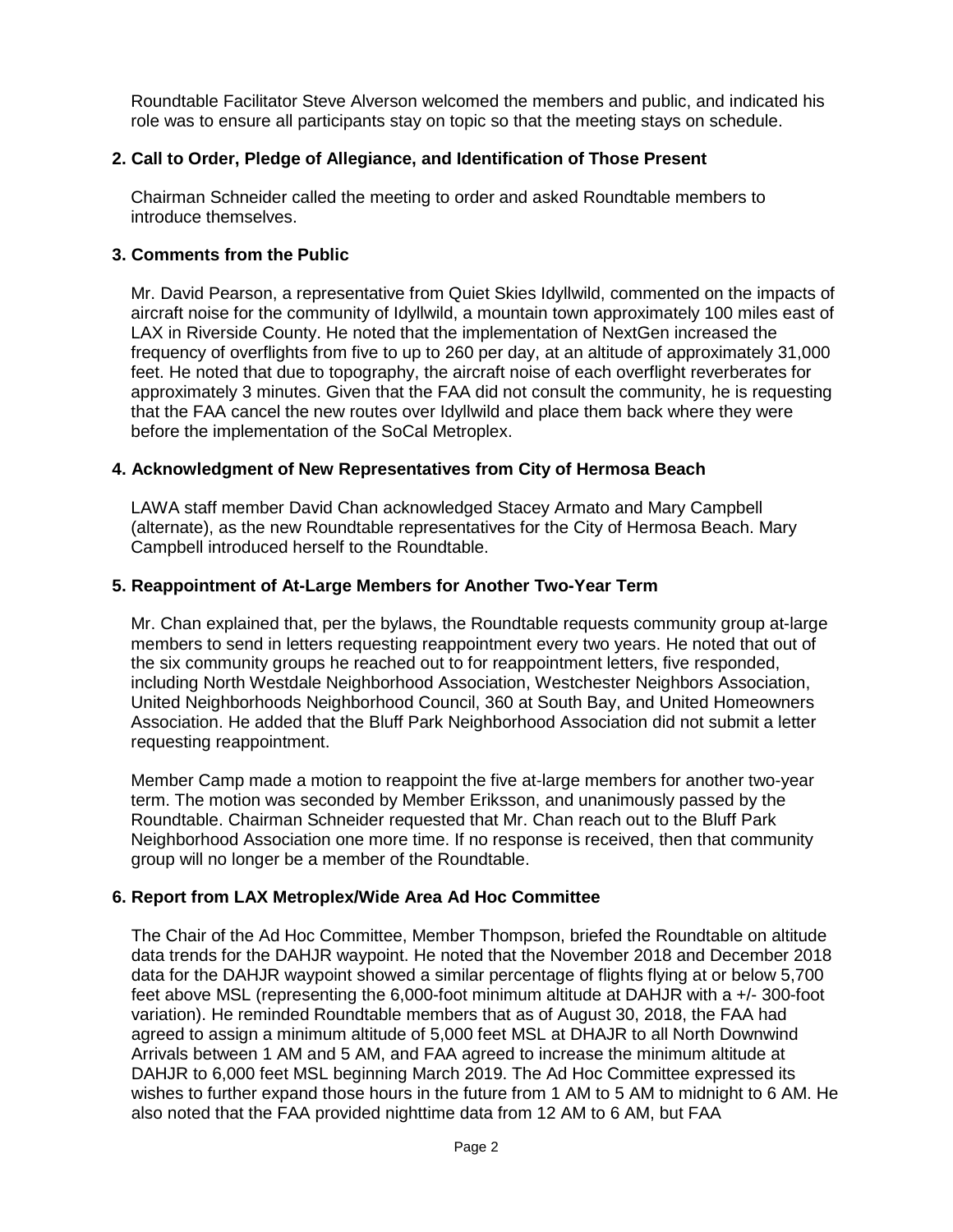Roundtable Facilitator Steve Alverson welcomed the members and public, and indicated his role was to ensure all participants stay on topic so that the meeting stays on schedule.

## 2. Call to Order, Pledge of Allegiance, and Identification of Those Present

Chairman Schneider called the meeting to order and asked Roundtable members to introduce themselves.

## 3. Comments from the Public

Mr. David Pearson, a representative from Quiet Skies Idyllwild, commented on the impacts of aircraft noise for the community of Idyllwild, a mountain town approximately 100 miles east of LAX in Riverside County. He noted that the implementation of NextGen increased the frequency of overflights from five to up to 260 per day, at an altitude of approximately 31,000 feet. He noted that due to topography, the aircraft noise of each overflight reverberates for approximately 3 minutes. Given that the FAA did not consult the community, he is requesting that the FAA cancel the new routes over Idyllwild and place them back where they were before the implementation of the SoCal Metroplex.

## 4. Acknowledgment of New Representatives from City of Hermosa Beach

LAWA staff member David Chan acknowledged Stacey Armato and Mary Campbell (alternate), as the new Roundtable representatives for the City of Hermosa Beach. Mary Campbell introduced herself to the Roundtable.

## 5. Reappointment of At-Large Members for Another Two-Year Term

Mr. Chan explained that, per the bylaws, the Roundtable requests community group at-large members to send in letters requesting reappointment every two years. He noted that out of the six community groups he reached out to for reappointment letters, five responded, including North Westdale Neighborhood Association, Westchester Neighbors Association, United Neighborhoods Neighborhood Council, 360 at South Bay, and United Homeowners Association. He added that the Bluff Park Neighborhood Association did not submit a letter requesting reappointment.

Member Camp made a motion to reappoint the five at-large members for another two-year term. The motion was seconded by Member Eriksson, and unanimously passed by the Roundtable. Chairman Schneider requested that Mr. Chan reach out to the Bluff Park Neighborhood Association one more time. If no response is received, then that community group will no longer be a member of the Roundtable.

## 6. Report from LAX Metroplex/Wide Area Ad Hoc Committee

The Chair of the Ad Hoc Committee, Member Thompson, briefed the Roundtable on altitude data trends for the DAHJR waypoint. He noted that the November 2018 and December 2018 data for the DAHJR waypoint showed a similar percentage of flights flying at or below 5,700 feet above MSL (representing the 6,000-foot minimum altitude at DAHJR with a +/- 300-foot variation). He reminded Roundtable members that as of August 30, 2018, the FAA had agreed to assign a minimum altitude of 5,000 feet MSL at DHAJR to all North Downwind Arrivals between 1 AM and 5 AM, and FAA agreed to increase the minimum altitude at DAHJR to 6,000 feet MSL beginning March 2019. The Ad Hoc Committee expressed its wishes to further expand those hours in the future from 1 AM to 5 AM to midnight to 6 AM. He also noted that the FAA provided nighttime data from 12 AM to 6 AM, but FAA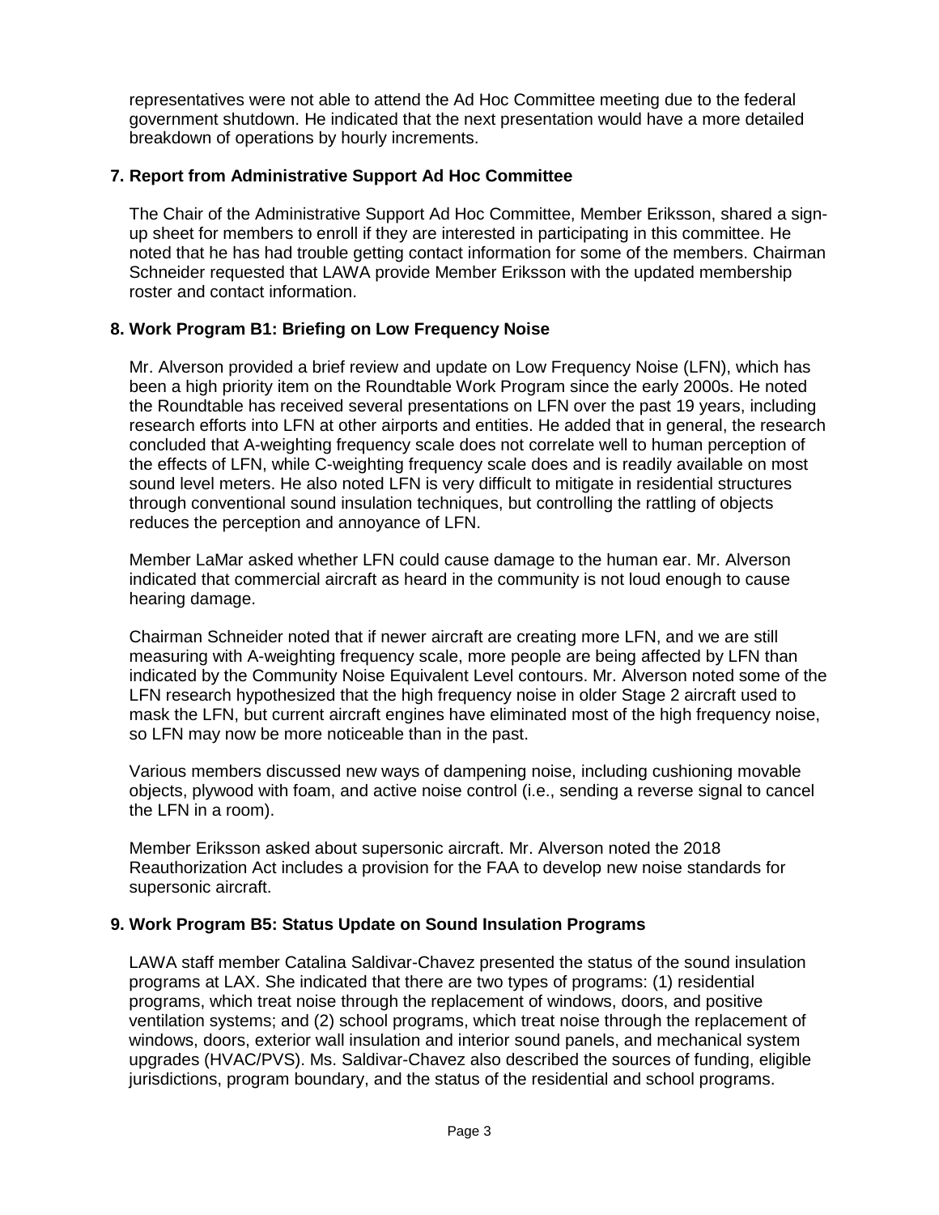representatives were not able to attend the Ad Hoc Committee meeting due to the federal government shutdown. He indicated that the next presentation would have a more detailed breakdown of operations by hourly increments.

**7. Report from Administrative Support Ad Hoc Committee**

The Chair of the Administrative Support Ad Hoc Committee, Member Eriksson, shared a sign-up sheet for members to enroll if they are interested in participating in this committee. He noted that he has had trouble getting contact information for some of the members. Chairman Schneider requested that LAWA provide Member Eriksson with the updated membership roster and contact information.

**8. Work Program B1: Briefing on Low Frequency Noise**

Mr. Alverson provided a brief review and update on Low Frequency Noise (LFN), which has been a high priority item on the Roundtable Work Program since the early 2000s. He noted the Roundtable has received several presentations on LFN over the past 19 years, including research efforts into LFN at other airports and entities. He added that in general, the research concluded that A-weighting frequency scale does not correlate well to human perception of the effects of LFN, while C-weighting frequency scale does and is readily available on most sound level meters. He also noted LFN is very difficult to mitigate in residential structures through conventional sound insulation techniques, but controlling the rattling of objects reduces the perception and annoyance of LFN.

Member LaMar asked whether LFN could cause damage to the human ear. Mr. Alverson indicated that commercial aircraft as heard in the community is not loud enough to cause hearing damage.

Chairman Schneider noted that if newer aircraft are creating more LFN, and we are still measuring with A-weighting frequency scale, more people are being affected by LFN than indicated by the Community Noise Equivalent Level contours. Mr. Alverson noted some of the LFN research hypothesized that the high frequency noise in older Stage 2 aircraft used to mask the LFN, but current aircraft engines have eliminated most of the high frequency noise, so LFN may now be more noticeable than in the past.

Various members discussed new ways of dampening noise, including cushioning movable objects, plywood with foam, and active noise control (i.e., sending a reverse signal to cancel the LFN in a room).

Member Eriksson asked about supersonic aircraft. Mr. Alverson noted the 2018 Reauthorization Act includes a provision for the FAA to develop new noise standards for supersonic aircraft.

**9. Work Program B5: Status Update on Sound Insulation Programs**

LAWA staff member Catalina Saldivar-Chavez presented the status of the sound insulation programs at LAX. She indicated that there are two types of programs: (1) residential programs, which treat noise through the replacement of windows, doors, and positive ventilation systems; and (2) school programs, which treat noise through the replacement of windows, doors, exterior wall insulation and interior sound panels, and mechanical system upgrades (HVAC/PVS). Ms. Saldivar-Chavez also described the sources of funding, eligible jurisdictions, program boundary, and the status of the residential and school programs.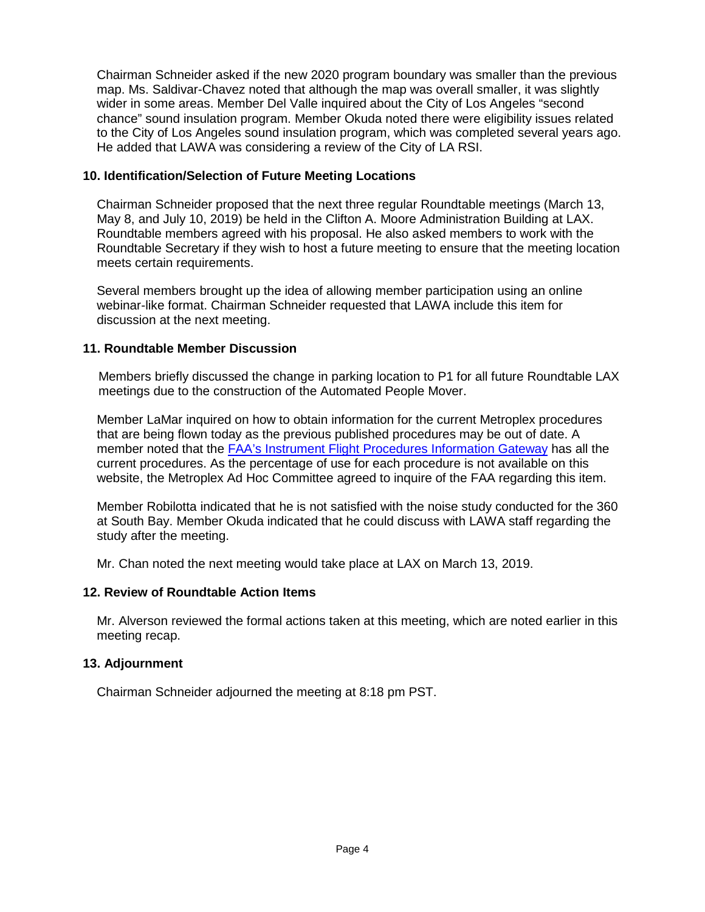Chairman Schneider asked if the new 2020 program boundary was smaller than the previous map. Ms. Saldivar-Chavez noted that although the map was overall smaller, it was slightly wider in some areas. Member Del Valle inquired about the City of Los Angeles "second chance" sound insulation program. Member Okuda noted there were eligibility issues related to the City of Los Angeles sound insulation program, which was completed several years ago. He added that LAWA was considering a review of the City of LA RSI.

### 10. Identification/Selection of Future Meeting Locations

Chairman Schneider proposed that the next three regular Roundtable meetings (March 13, May 8, and July 10, 2019) be held in the Clifton A. Moore Administration Building at LAX. Roundtable members agreed with his proposal. He also asked members to work with the Roundtable Secretary if they wish to host a future meeting to ensure that the meeting location meets certain requirements.

Several members brought up the idea of allowing member participation using an online webinar-like format. Chairman Schneider requested that LAWA include this item for discussion at the next meeting.

### 11. Roundtable Member Discussion

Members briefly discussed the change in parking location to P1 for all future Roundtable LAX meetings due to the construction of the Automated People Mover.

Member LaMar inquired on how to obtain information for the current Metroplex procedures that are being flown today as the previous published procedures may be out of date. A member noted that the FAA's Instrument Flight Procedures Information Gateway has all the current procedures. As the percentage of use for each procedure is not available on this website, the Metroplex Ad Hoc Committee agreed to inquire of the FAA regarding this item.

Member Robilotta indicated that he is not satisfied with the noise study conducted for the 360 at South Bay. Member Okuda indicated that he could discuss with LAWA staff regarding the study after the meeting.

Mr. Chan noted the next meeting would take place at LAX on March 13, 2019.

### 12. Review of Roundtable Action Items

Mr. Alverson reviewed the formal actions taken at this meeting, which are noted earlier in this meeting recap.

### 13. Adjournment

Chairman Schneider adjourned the meeting at 8:18 pm PST.